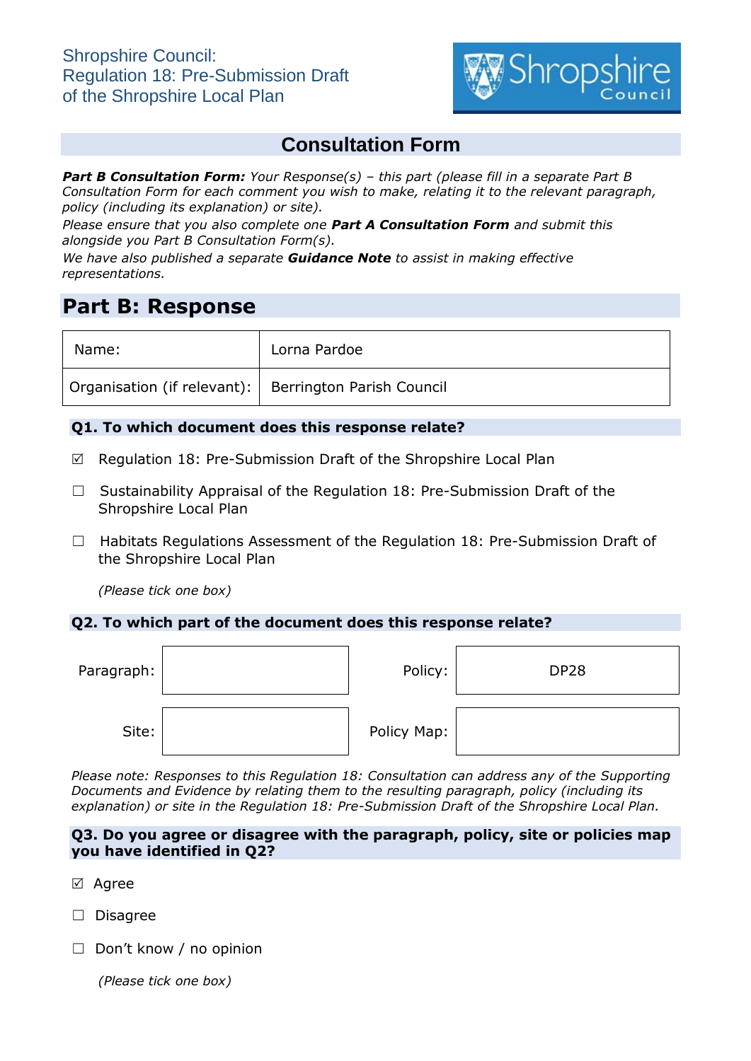Shropshire Council:
Regulation 18: Pre-Submission Draft
of the Shropshire Local Plan

# Consultation Form

***Part B Consultation Form:*** *Your Response(s) – this part (please fill in a separate Part B Consultation Form for each comment you wish to make, relating it to the relevant paragraph, policy (including its explanation) or site).*

*Please ensure that you also complete one* ***Part A Consultation Form*** *and submit this alongside you Part B Consultation Form(s).*

*We have also published a separate* ***Guidance Note*** *to assist in making effective representations.*

## Part B: Response

| Name: | Lorna Pardoe |
|---|---|
| Organisation (if relevant): | Berrington Parish Council |

### Q1. To which document does this response relate?

☑ Regulation 18: Pre-Submission Draft of the Shropshire Local Plan

☐ Sustainability Appraisal of the Regulation 18: Pre-Submission Draft of the Shropshire Local Plan

☐ Habitats Regulations Assessment of the Regulation 18: Pre-Submission Draft of the Shropshire Local Plan

*(Please tick one box)*

### Q2. To which part of the document does this response relate?

| Paragraph: | | Policy: | DP28 |
|---|---|---|---|
| Site: | | Policy Map: | |

*Please note: Responses to this Regulation 18: Consultation can address any of the Supporting Documents and Evidence by relating them to the resulting paragraph, policy (including its explanation) or site in the Regulation 18: Pre-Submission Draft of the Shropshire Local Plan.*

### Q3. Do you agree or disagree with the paragraph, policy, site or policies map you have identified in Q2?

☑ Agree

☐ Disagree

☐ Don't know / no opinion

*(Please tick one box)*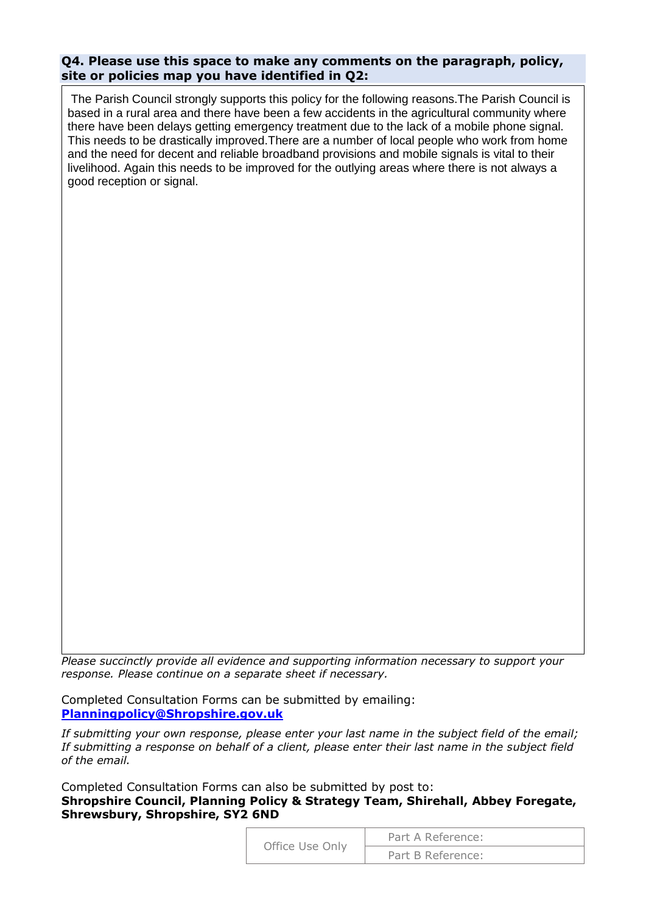**Q4. Please use this space to make any comments on the paragraph, policy, site or policies map you have identified in Q2:**

The Parish Council strongly supports this policy for the following reasons.The Parish Council is based in a rural area and there have been a few accidents in the agricultural community where there have been delays getting emergency treatment due to the lack of a mobile phone signal. This needs to be drastically improved.There are a number of local people who work from home and the need for decent and reliable broadband provisions and mobile signals is vital to their livelihood. Again this needs to be improved for the outlying areas where there is not always a good reception or signal.

*Please succinctly provide all evidence and supporting information necessary to support your response. Please continue on a separate sheet if necessary.*

Completed Consultation Forms can be submitted by emailing:
**Planningpolicy@Shropshire.gov.uk**

*If submitting your own response, please enter your last name in the subject field of the email; If submitting a response on behalf of a client, please enter their last name in the subject field of the email.*

Completed Consultation Forms can also be submitted by post to:
**Shropshire Council, Planning Policy & Strategy Team, Shirehall, Abbey Foregate, Shrewsbury, Shropshire, SY2 6ND**

| | |
|---|---|
| Office Use Only | Part A Reference: |
| | Part B Reference: |